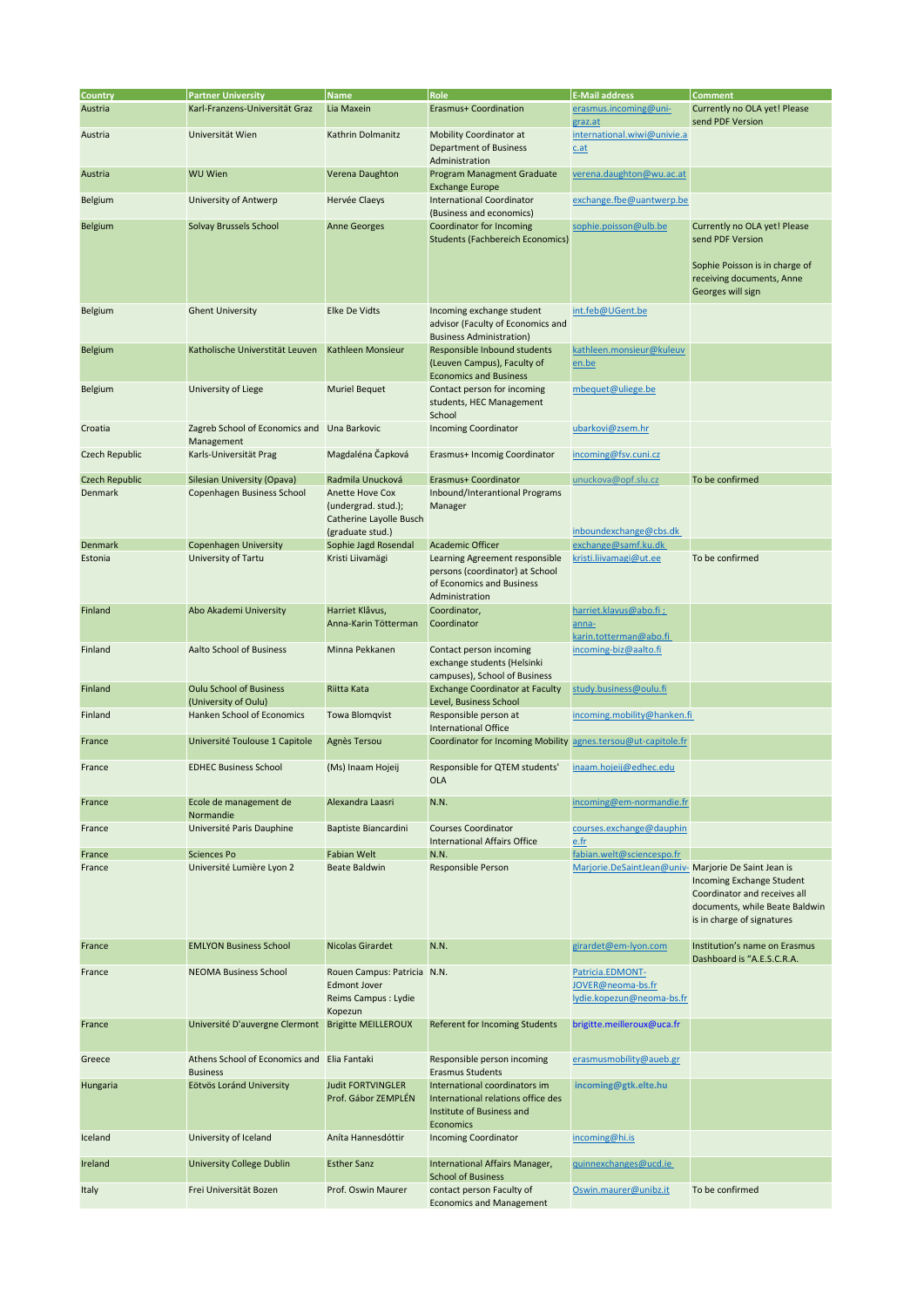| Country | Partner University | Name | Role | E-Mail address | Comment |
|---|---|---|---|---|---|
| Austria | Karl-Franzens-Universität Graz | Lia Maxein | Erasmus+ Coordination | erasmus.incoming@uni-graz.at | Currently no OLA yet! Please send PDF Version |
| Austria | Universität Wien | Kathrin Dolmanitz | Mobility Coordinator at Department of Business Administration | international.wiwi@univie.ac.at | |
| Austria | WU Wien | Verena Daughton | Program Managment Graduate Exchange Europe | verena.daughton@wu.ac.at | |
| Belgium | University of Antwerp | Hervée Claeys | International Coordinator (Business and economics) | exchange.fbe@uantwerp.be | |
| Belgium | Solvay Brussels School | Anne Georges | Coordinator for Incoming Students (Fachbereich Economics) | sophie.poisson@ulb.be | Currently no OLA yet! Please send PDF Version<br><br>Sophie Poisson is in charge of receiving documents, Anne Georges will sign |
| Belgium | Ghent University | Elke De Vidts | Incoming exchange student advisor (Faculty of Economics and Business Administration) | int.feb@UGent.be | |
| Belgium | Katholische Universtität Leuven | Kathleen Monsieur | Responsible Inbound students (Leuven Campus), Faculty of Economics and Business | kathleen.monsieur@kuleuven.be | |
| Belgium | University of Liege | Muriel Bequet | Contact person for incoming students, HEC Management School | mbequet@uliege.be | |
| Croatia | Zagreb School of Economics and Management | Una Barkovic | Incoming Coordinator | ubarkovi@zsem.hr | |
| Czech Republic | Karls-Universität Prag | Magdaléna Čapková | Erasmus+ Incomig Coordinator | incoming@fsv.cuni.cz | |
| Czech Republic | Silesian University (Opava) | Radmila Unucková | Erasmus+ Coordinator | unuckova@opf.slu.cz | To be confirmed |
| Denmark | Copenhagen Business School | Anette Hove Cox (undergrad. stud.); Catherine Layolle Busch (graduate stud.) | Inbound/Interantional Programs Manager | inboundexchange@cbs.dk | |
| Denmark | Copenhagen University | Sophie Jagd Rosendal | Academic Officer | exchange@samf.ku.dk | |
| Estonia | University of Tartu | Kristi Liivamägi | Learning Agreement responsible persons (coordinator) at School of Economics and Business Administration | kristi.liivamagi@ut.ee | To be confirmed |
| Finland | Abo Akademi University | Harriet Klåvus, Anna-Karin Tötterman | Coordinator, Coordinator | harriet.klavus@abo.fi ; anna-karin.totterman@abo.fi | |
| Finland | Aalto School of Business | Minna Pekkanen | Contact person incoming exchange students (Helsinki campuses), School of Business | incoming-biz@aalto.fi | |
| Finland | Oulu School of Business (University of Oulu) | Riitta Kata | Exchange Coordinator at Faculty Level, Business School | study.business@oulu.fi | |
| Finland | Hanken School of Economics | Towa Blomqvist | Responsible person at International Office | incoming.mobility@hanken.fi | |
| France | Université Toulouse 1 Capitole | Agnès Tersou | Coordinator for Incoming Mobility | agnes.tersou@ut-capitole.fr | |
| France | EDHEC Business School | (Ms) Inaam Hojeij | Responsible for QTEM students' OLA | inaam.hojeij@edhec.edu | |
| France | Ecole de management de Normandie | Alexandra Laasri | N.N. | incoming@em-normandie.fr | |
| France | Université Paris Dauphine | Baptiste Biancardini | Courses Coordinator International Affairs Office | courses.exchange@dauphine.fr | |
| France | Sciences Po | Fabian Welt | N.N. | fabian.welt@sciencespo.fr | |
| France | Université Lumière Lyon 2 | Beate Baldwin | Responsible Person | Marjorie.DeSaintJean@univ- | Marjorie De Saint Jean is Incoming Exchange Student Coordinator and receives all documents, while Beate Baldwin is in charge of signatures |
| France | EMLYON Business School | Nicolas Girardet | N.N. | girardet@em-lyon.com | Institution's name on Erasmus Dashboard is "A.E.S.C.R.A. |
| France | NEOMA Business School | Rouen Campus: Patricia Edmont Jover<br>Reims Campus : Lydie Kopezun | N.N. | Patricia.EDMONT-JOVER@neoma-bs.fr<br>lydie.kopezun@neoma-bs.fr | |
| France | Université D'auvergne Clermont | Brigitte MEILLEROUX | Referent for Incoming Students | brigitte.meilleroux@uca.fr | |
| Greece | Athens School of Economics and Business | Elia Fantaki | Responsible person incoming Erasmus Students | erasmusmobility@aueb.gr | |
| Hungaria | Eötvös Loránd University | Judit FORTVINGLER<br>Prof. Gábor ZEMPLÉN | International coordinators im International relations office des Institute of Business and Economics | incoming@gtk.elte.hu | |
| Iceland | University of Iceland | Aníta Hannesdóttir | Incoming Coordinator | incoming@hi.is | |
| Ireland | University College Dublin | Esther Sanz | International Affairs Manager, School of Business | quinnexchanges@ucd.ie | |
| Italy | Frei Universität Bozen | Prof. Oswin Maurer | contact person Faculty of Economics and Management | Oswin.maurer@unibz.it | To be confirmed |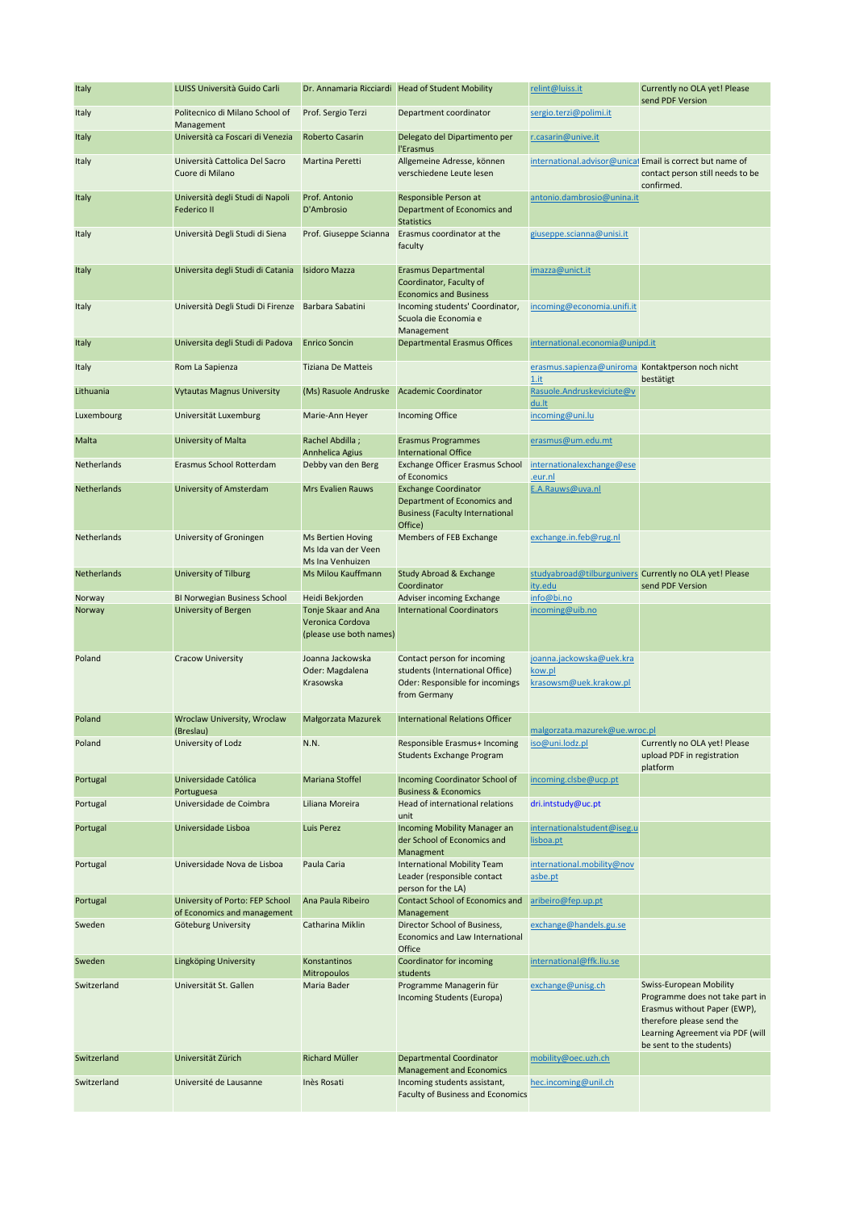| | | | | | |
|---|---|---|---|---|---|
| Italy | LUISS Università Guido Carli | Dr. Annamaria Ricciardi | Head of Student Mobility | relint@luiss.it | Currently no OLA yet! Please send PDF Version |
| Italy | Politecnico di Milano School of Management | Prof. Sergio Terzi | Department coordinator | sergio.terzi@polimi.it | |
| Italy | Università ca Foscari di Venezia | Roberto Casarin | Delegato del Dipartimento per l'Erasmus | r.casarin@unive.it | |
| Italy | Università Cattolica Del Sacro Cuore di Milano | Martina Peretti | Allgemeine Adresse, können verschiedene Leute lesen | international.advisor@unicat | Email is correct but name of contact person still needs to be confirmed. |
| Italy | Università degli Studi di Napoli Federico II | Prof. Antonio D'Ambrosio | Responsible Person at Department of Economics and Statistics | antonio.dambrosio@unina.it | |
| Italy | Università Degli Studi di Siena | Prof. Giuseppe Scianna | Erasmus coordinator at the faculty | giuseppe.scianna@unisi.it | |
| Italy | Universita degli Studi di Catania | Isidoro Mazza | Erasmus Departmental Coordinator, Faculty of Economics and Business | imazza@unict.it | |
| Italy | Università Degli Studi Di Firenze | Barbara Sabatini | Incoming students' Coordinator, Scuola die Economia e Management | incoming@economia.unifi.it | |
| Italy | Universita degli Studi di Padova | Enrico Soncin | Departmental Erasmus Offices | international.economia@unipd.it | |
| Italy | Rom La Sapienza | Tiziana De Matteis | | erasmus.sapienza@uniroma1.it | Kontaktperson noch nicht bestätigt |
| Lithuania | Vytautas Magnus University | (Ms) Rasuole Andruske | Academic Coordinator | Rasuole.Andruskeviciute@vdu.lt | |
| Luxembourg | Universität Luxemburg | Marie-Ann Heyer | Incoming Office | incoming@uni.lu | |
| Malta | University of Malta | Rachel Abdilla ; Annhelica Agius | Erasmus Programmes International Office | erasmus@um.edu.mt | |
| Netherlands | Erasmus School Rotterdam | Debby van den Berg | Exchange Officer Erasmus School of Economics | internationalexchange@ese.eur.nl | |
| Netherlands | University of Amsterdam | Mrs Evalien Rauws | Exchange Coordinator Department of Economics and Business (Faculty International Office) | E.A.Rauws@uva.nl | |
| Netherlands | University of Groningen | Ms Bertien Hoving<br>Ms Ida van der Veen<br>Ms Ina Venhuizen | Members of FEB Exchange | exchange.in.feb@rug.nl | |
| Netherlands | University of Tilburg | Ms Milou Kauffmann | Study Abroad & Exchange Coordinator | studyabroad@tilburguniversity.edu | Currently no OLA yet! Please send PDF Version |
| Norway | BI Norwegian Business School | Heidi Bekjorden | Adviser incoming Exchange | info@bi.no | |
| Norway | University of Bergen | Tonje Skaar and Ana Veronica Cordova (please use both names) | International Coordinators | incoming@uib.no | |
| Poland | Cracow University | Joanna Jackowska<br>Oder: Magdalena Krasowska | Contact person for incoming students (International Office)<br>Oder: Responsible for incomings from Germany | joanna.jackowska@uek.krakow.pl<br>krasowsm@uek.krakow.pl | |
| Poland | Wroclaw University, Wroclaw (Breslau) | Małgorzata Mazurek | International Relations Officer | malgorzata.mazurek@ue.wroc.pl | |
| Poland | University of Lodz | N.N. | Responsible Erasmus+ Incoming Students Exchange Program | iso@uni.lodz.pl | Currently no OLA yet! Please upload PDF in registration platform |
| Portugal | Universidade Católica Portuguesa | Mariana Stoffel | Incoming Coordinator School of Business & Economics | incoming.clsbe@ucp.pt | |
| Portugal | Universidade de Coimbra | Liliana Moreira | Head of international relations unit | dri.intstudy@uc.pt | |
| Portugal | Universidade Lisboa | Luis Perez | Incoming Mobility Manager an der School of Economics and Managment | internationalstudent@iseg.ulisboa.pt | |
| Portugal | Universidade Nova de Lisboa | Paula Caria | International Mobility Team Leader (responsible contact person for the LA) | international.mobility@novasbe.pt | |
| Portugal | University of Porto: FEP School of Economics and management | Ana Paula Ribeiro | Contact School of Economics and Management | aribeiro@fep.up.pt | |
| Sweden | Göteburg University | Catharina Miklin | Director School of Business, Economics and Law International Office | exchange@handels.gu.se | |
| Sweden | Lingköping University | Konstantinos Mitropoulos | Coordinator for incoming students | international@ffk.liu.se | |
| Switzerland | Universität St. Gallen | Maria Bader | Programme Managerin für Incoming Students (Europa) | exchange@unisg.ch | Swiss-European Mobility Programme does not take part in Erasmus without Paper (EWP), therefore please send the Learning Agreement via PDF (will be sent to the students) |
| Switzerland | Universität Zürich | Richard Müller | Departmental Coordinator Management and Economics | mobility@oec.uzh.ch | |
| Switzerland | Université de Lausanne | Inès Rosati | Incoming students assistant, Faculty of Business and Economics | hec.incoming@unil.ch | |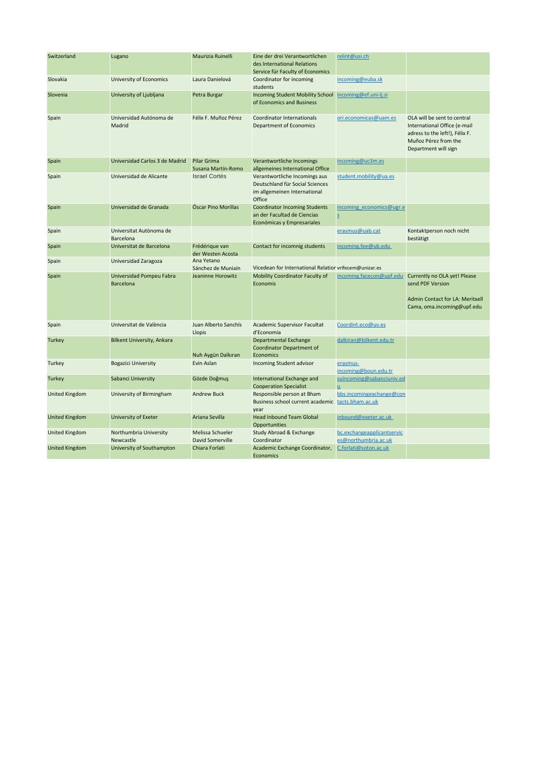| | | | | | |
|---|---|---|---|---|---|
| Switzerland | Lugano | Maurizia Ruinelli | Eine der drei Verantwortlichen des International Relations Service für Faculty of Economics | relint@usi.ch | |
| Slovakia | University of Economics | Laura Danielová | Coordinator for incoming students | incoming@euba.sk | |
| Slovenia | University of Ljubljana | Petra Burgar | Incoming Student Mobility School of Economics and Business | incoming@ef.uni-lj.si | |
| Spain | Universidad Autónoma de Madrid | Félix F. Muñoz Pérez | Coordinator Internationals Department of Economics | ori.economicas@uam.es | OLA will be sent to central International Office (e-mail adress to the left!), Félix F. Muñoz Pérez from the Department will sign |
| Spain | Universidad Carlos 3 de Madrid | Pilar Grima Susana Martín-Romo | Verantwortliche Incomings allgemeines International Office | incoming@uc3m.es | |
| Spain | Universidad de Alicante | Israel Cortés | Verantwortliche Incomings aus Deutschland für Social Sciences im allgemeinen International Office | student.mobility@ua.es | |
| Spain | Universidad de Granada | Óscar Pino Morillas | Coordinator Incoming Students an der Facultad de Ciencias Económicas y Empresariales | incoming_economics@ugr.es | |
| Spain | Universitat Autònoma de Barcelona | | | erasmus@uab.cat | Kontaktperson noch nicht bestätigt |
| Spain | Universitat de Barcelona | Frédérique van der Westen Acosta | Contact for incomnig students | incoming.fee@ub.edu | |
| Spain | Universidad Zaragoza | Ana Yetano Sánchez de Muniaín | Vicedean for International Relations | vrifecem@unizar.es | |
| Spain | Universidad Pompeu Fabra Barcelona | Jeaninne Horowitz | Mobility Coordinator Faculty of Economis | incoming.facecon@upf.edu | Currently no OLA yet! Please send PDF Version<br><br>Admin Contact for LA: Meritxell Cama, oma.incoming@upf.edu |
| Spain | Universitat de València | Juan Alberto Sanchís Llopis | Academic Supervisor Facultat d'Economia | Coordint.eco@uv.es | |
| Turkey | Bilkent University, Ankara | Nuh Aygün Dalkıran | Departmental Exchange Coordinator Department of Economics | dalkiran@bilkent.edu.tr | |
| Turkey | Bogazici University | Evin Aslan | Incoming Student advisor | erasmus-incoming@boun.edu.tr | |
| Turkey | Sabanci University | Gözde Doğmuş | International Exchange and Cooperation Specialist | suincoming@sabanciuniv.edu | |
| United Kingdom | University of Birmingham | Andrew Buck | Responsible person at Bham Business school current academic year | bbs.incomingexchange@contacts.bham.ac.uk | |
| United Kingdom | University of Exeter | Ariana Sevilla | Head Inbound Team Global Opportunities | inbound@exeter.ac.uk | |
| United Kingdom | Northumbria University Newcastle | Melissa Schueler David Somerville | Study Abroad & Exchange Coordinator | bc.exchangeapplicantservices@northumbria.ac.uk | |
| United Kingdom | University of Southampton | Chiara Forlati | Academic Exchange Coordinator, Economics | C.forlati@soton.ac.uk | |